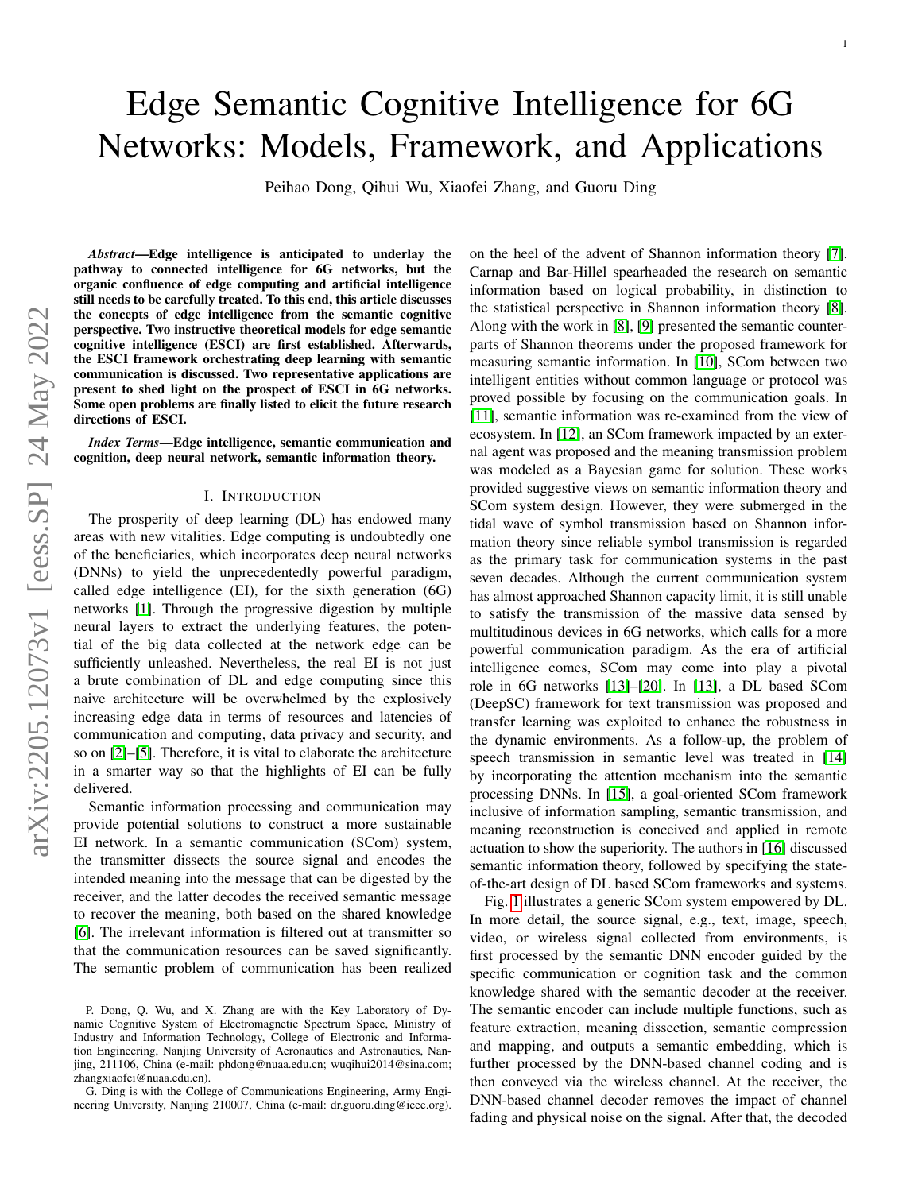# Edge Semantic Cognitive Intelligence for 6G Networks: Models, Framework, and Applications

Peihao Dong, Qihui Wu, Xiaofei Zhang, and Guoru Ding

***Abstract*—Edge intelligence is anticipated to underlay the pathway to connected intelligence for 6G networks, but the organic confluence of edge computing and artificial intelligence still needs to be carefully treated. To this end, this article discusses the concepts of edge intelligence from the semantic cognitive perspective. Two instructive theoretical models for edge semantic cognitive intelligence (ESCI) are first established. Afterwards, the ESCI framework orchestrating deep learning with semantic communication is discussed. Two representative applications are present to shed light on the prospect of ESCI in 6G networks. Some open problems are finally listed to elicit the future research directions of ESCI.**

***Index Terms*—Edge intelligence, semantic communication and cognition, deep neural network, semantic information theory.**

## I. Introduction

The prosperity of deep learning (DL) has endowed many areas with new vitalities. Edge computing is undoubtedly one of the beneficiaries, which incorporates deep neural networks (DNNs) to yield the unprecedentedly powerful paradigm, called edge intelligence (EI), for the sixth generation (6G) networks [1]. Through the progressive digestion by multiple neural layers to extract the underlying features, the potential of the big data collected at the network edge can be sufficiently unleashed. Nevertheless, the real EI is not just a brute combination of DL and edge computing since this naive architecture will be overwhelmed by the explosively increasing edge data in terms of resources and latencies of communication and computing, data privacy and security, and so on [2]–[5]. Therefore, it is vital to elaborate the architecture in a smarter way so that the highlights of EI can be fully delivered.

Semantic information processing and communication may provide potential solutions to construct a more sustainable EI network. In a semantic communication (SCom) system, the transmitter dissects the source signal and encodes the intended meaning into the message that can be digested by the receiver, and the latter decodes the received semantic message to recover the meaning, both based on the shared knowledge [6]. The irrelevant information is filtered out at transmitter so that the communication resources can be saved significantly. The semantic problem of communication has been realized on the heel of the advent of Shannon information theory [7]. Carnap and Bar-Hillel spearheaded the research on semantic information based on logical probability, in distinction to the statistical perspective in Shannon information theory [8]. Along with the work in [8], [9] presented the semantic counterparts of Shannon theorems under the proposed framework for measuring semantic information. In [10], SCom between two intelligent entities without common language or protocol was proved possible by focusing on the communication goals. In [11], semantic information was re-examined from the view of ecosystem. In [12], an SCom framework impacted by an external agent was proposed and the meaning transmission problem was modeled as a Bayesian game for solution. These works provided suggestive views on semantic information theory and SCom system design. However, they were submerged in the tidal wave of symbol transmission based on Shannon information theory since reliable symbol transmission is regarded as the primary task for communication systems in the past seven decades. Although the current communication system has almost approached Shannon capacity limit, it is still unable to satisfy the transmission of the massive data sensed by multitudinous devices in 6G networks, which calls for a more powerful communication paradigm. As the era of artificial intelligence comes, SCom may come into play a pivotal role in 6G networks [13]–[20]. In [13], a DL based SCom (DeepSC) framework for text transmission was proposed and transfer learning was exploited to enhance the robustness in the dynamic environments. As a follow-up, the problem of speech transmission in semantic level was treated in [14] by incorporating the attention mechanism into the semantic processing DNNs. In [15], a goal-oriented SCom framework inclusive of information sampling, semantic transmission, and meaning reconstruction is conceived and applied in remote actuation to show the superiority. The authors in [16] discussed semantic information theory, followed by specifying the state-of-the-art design of DL based SCom frameworks and systems.

Fig. 1 illustrates a generic SCom system empowered by DL. In more detail, the source signal, e.g., text, image, speech, video, or wireless signal collected from environments, is first processed by the semantic DNN encoder guided by the specific communication or cognition task and the common knowledge shared with the semantic decoder at the receiver. The semantic encoder can include multiple functions, such as feature extraction, meaning dissection, semantic compression and mapping, and outputs a semantic embedding, which is further processed by the DNN-based channel coding and is then conveyed via the wireless channel. At the receiver, the DNN-based channel decoder removes the impact of channel fading and physical noise on the signal. After that, the decoded

P. Dong, Q. Wu, and X. Zhang are with the Key Laboratory of Dynamic Cognitive System of Electromagnetic Spectrum Space, Ministry of Industry and Information Technology, College of Electronic and Information Engineering, Nanjing University of Aeronautics and Astronautics, Nanjing, 211106, China (e-mail: phdong@nuaa.edu.cn; wuqihui2014@sina.com; zhangxiaofei@nuaa.edu.cn).

G. Ding is with the College of Communications Engineering, Army Engineering University, Nanjing 210007, China (e-mail: dr.guoru.ding@ieee.org).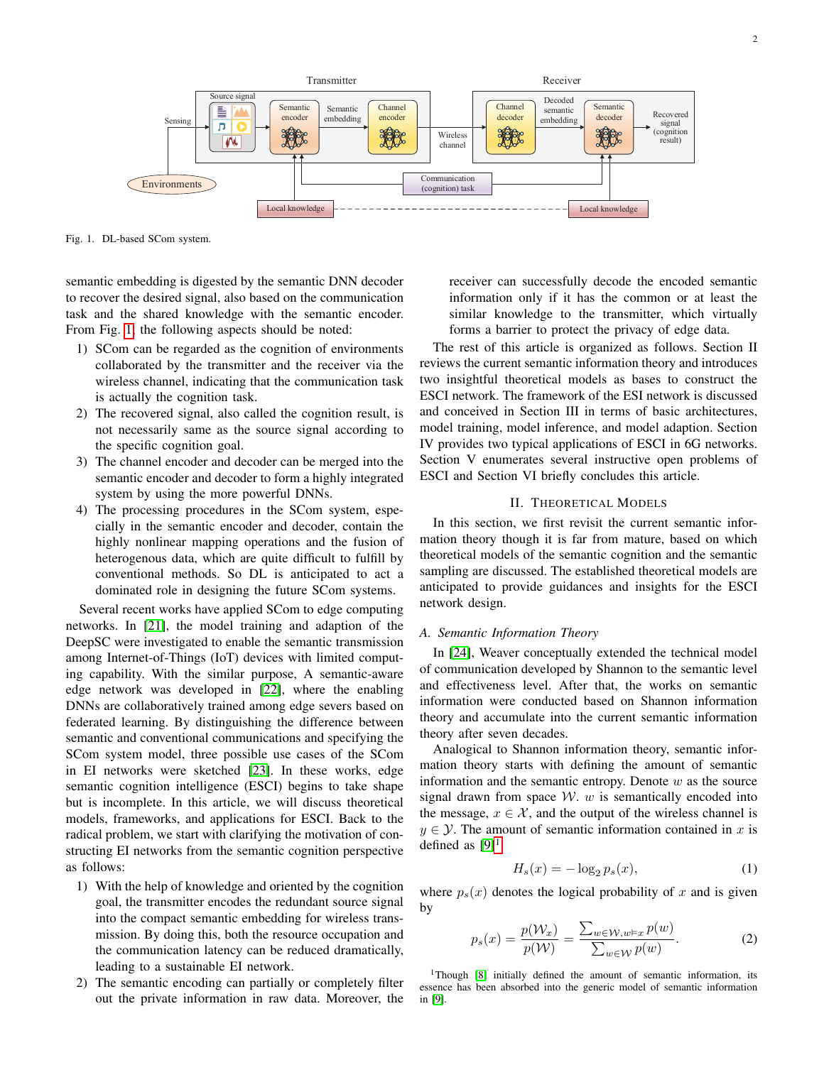Fig. 1. DL-based SCom system.

semantic embedding is digested by the semantic DNN decoder to recover the desired signal, also based on the communication task and the shared knowledge with the semantic encoder. From Fig. 1, the following aspects should be noted:

1) SCom can be regarded as the cognition of environments collaborated by the transmitter and the receiver via the wireless channel, indicating that the communication task is actually the cognition task.
2) The recovered signal, also called the cognition result, is not necessarily same as the source signal according to the specific cognition goal.
3) The channel encoder and decoder can be merged into the semantic encoder and decoder to form a highly integrated system by using the more powerful DNNs.
4) The processing procedures in the SCom system, especially in the semantic encoder and decoder, contain the highly nonlinear mapping operations and the fusion of heterogenous data, which are quite difficult to fulfill by conventional methods. So DL is anticipated to act a dominated role in designing the future SCom systems.

Several recent works have applied SCom to edge computing networks. In [21], the model training and adaption of the DeepSC were investigated to enable the semantic transmission among Internet-of-Things (IoT) devices with limited computing capability. With the similar purpose, A semantic-aware edge network was developed in [22], where the enabling DNNs are collaboratively trained among edge severs based on federated learning. By distinguishing the difference between semantic and conventional communications and specifying the SCom system model, three possible use cases of the SCom in EI networks were sketched [23]. In these works, edge semantic cognition intelligence (ESCI) begins to take shape but is incomplete. In this article, we will discuss theoretical models, frameworks, and applications for ESCI. Back to the radical problem, we start with clarifying the motivation of constructing EI networks from the semantic cognition perspective as follows:

1) With the help of knowledge and oriented by the cognition goal, the transmitter encodes the redundant source signal into the compact semantic embedding for wireless transmission. By doing this, both the resource occupation and the communication latency can be reduced dramatically, leading to a sustainable EI network.
2) The semantic encoding can partially or completely filter out the private information in raw data. Moreover, the receiver can successfully decode the encoded semantic information only if it has the common or at least the similar knowledge to the transmitter, which virtually forms a barrier to protect the privacy of edge data.

The rest of this article is organized as follows. Section II reviews the current semantic information theory and introduces two insightful theoretical models as bases to construct the ESCI network. The framework of the ESI network is discussed and conceived in Section III in terms of basic architectures, model training, model inference, and model adaption. Section IV provides two typical applications of ESCI in 6G networks. Section V enumerates several instructive open problems of ESCI and Section VI briefly concludes this article.

## II. Theoretical Models

In this section, we first revisit the current semantic information theory though it is far from mature, based on which theoretical models of the semantic cognition and the semantic sampling are discussed. The established theoretical models are anticipated to provide guidances and insights for the ESCI network design.

### *A. Semantic Information Theory*

In [24], Weaver conceptually extended the technical model of communication developed by Shannon to the semantic level and effectiveness level. After that, the works on semantic information were conducted based on Shannon information theory and accumulate into the current semantic information theory after seven decades.

Analogical to Shannon information theory, semantic information theory starts with defining the amount of semantic information and the semantic entropy. Denote $w$ as the source signal drawn from space $\mathcal{W}$. $w$ is semantically encoded into the message, $x \in \mathcal{X}$, and the output of the wireless channel is $y \in \mathcal{Y}$. The amount of semantic information contained in $x$ is defined as [9][1]

$$H_s(x) = -\log_2 p_s(x), \tag{1}$$

where $p_s(x)$ denotes the logical probability of $x$ and is given by

$$p_s(x) = \frac{p(\mathcal{W}_x)}{p(\mathcal{W})} = \frac{\sum_{w \in \mathcal{W}, w \models x} p(w)}{\sum_{w \in \mathcal{W}} p(w)}. \tag{2}$$

[1] Though [8] initially defined the amount of semantic information, its essence has been absorbed into the generic model of semantic information in [9].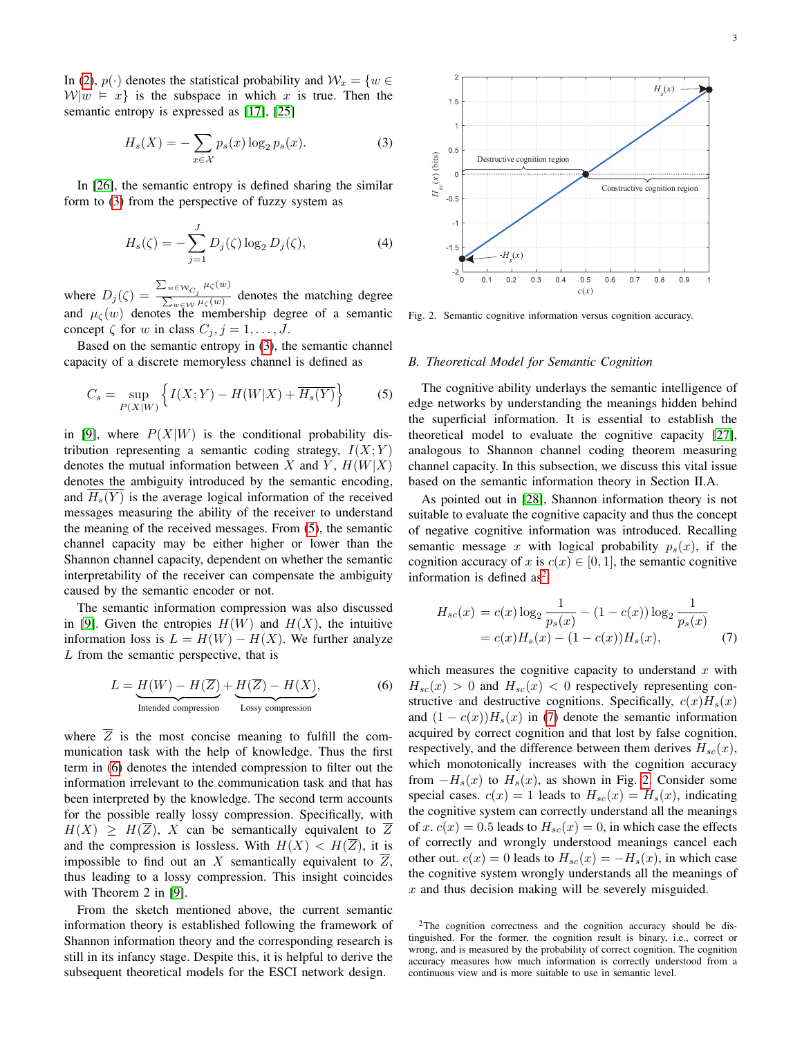In (2), $p(\cdot)$ denotes the statistical probability and $\mathcal{W}_x = \{w \in \mathcal{W} | w \vDash x\}$ is the subspace in which $x$ is true. Then the semantic entropy is expressed as [17], [25]

$$H_s(X) = -\sum_{x\in\mathcal{X}} p_s(x)\log_2 p_s(x). \tag{3}$$

In [26], the semantic entropy is defined sharing the similar form to (3) from the perspective of fuzzy system as

$$H_s(\zeta) = -\sum_{j=1}^{J} D_j(\zeta)\log_2 D_j(\zeta), \tag{4}$$

where $D_j(\zeta) = \frac{\sum_{w\in\mathcal{W}_{C_j}} \mu_\zeta(w)}{\sum_{w\in\mathcal{W}} \mu_\zeta(w)}$ denotes the matching degree and $\mu_\zeta(w)$ denotes the membership degree of a semantic concept $\zeta$ for $w$ in class $C_j, j = 1,\ldots,J$.

Based on the semantic entropy in (3), the semantic channel capacity of a discrete memoryless channel is defined as

$$C_s = \sup_{P(X|W)} \left\{ I(X;Y) - H(W|X) + \overline{H_s(Y)} \right\} \tag{5}$$

in [9], where $P(X|W)$ is the conditional probability distribution representing a semantic coding strategy, $I(X;Y)$ denotes the mutual information between $X$ and $Y$, $H(W|X)$ denotes the ambiguity introduced by the semantic encoding, and $\overline{H_s(Y)}$ is the average logical information of the received messages measuring the ability of the receiver to understand the meaning of the received messages. From (5), the semantic channel capacity may be either higher or lower than the Shannon channel capacity, dependent on whether the semantic interpretability of the receiver can compensate the ambiguity caused by the semantic encoder or not.

The semantic information compression was also discussed in [9]. Given the entropies $H(W)$ and $H(X)$, the intuitive information loss is $L = H(W) - H(X)$. We further analyze $L$ from the semantic perspective, that is

$$L = \underbrace{H(W) - H(\overline{Z})}_{\text{Intended compression}} + \underbrace{H(\overline{Z}) - H(X)}_{\text{Lossy compression}}, \tag{6}$$

where $\overline{Z}$ is the most concise meaning to fulfill the communication task with the help of knowledge. Thus the first term in (6) denotes the intended compression to filter out the information irrelevant to the communication task and that has been interpreted by the knowledge. The second term accounts for the possible really lossy compression. Specifically, with $H(X) \geq H(\overline{Z})$, $X$ can be semantically equivalent to $\overline{Z}$ and the compression is lossless. With $H(X) < H(\overline{Z})$, it is impossible to find out an $X$ semantically equivalent to $\overline{Z}$, thus leading to a lossy compression. This insight coincides with Theorem 2 in [9].

From the sketch mentioned above, the current semantic information theory is established following the framework of Shannon information theory and the corresponding research is still in its infancy stage. Despite this, it is helpful to derive the subsequent theoretical models for the ESCI network design.

Fig. 2. Semantic cognitive information versus cognition accuracy.

### B. Theoretical Model for Semantic Cognition

The cognitive ability underlays the semantic intelligence of edge networks by understanding the meanings hidden behind the superficial information. It is essential to establish the theoretical model to evaluate the cognitive capacity [27], analogous to Shannon channel coding theorem measuring channel capacity. In this subsection, we discuss this vital issue based on the semantic information theory in Section II.A.

As pointed out in [28], Shannon information theory is not suitable to evaluate the cognitive capacity and thus the concept of negative cognitive information was introduced. Recalling semantic message $x$ with logical probability $p_s(x)$, if the cognition accuracy of $x$ is $c(x) \in [0,1]$, the semantic cognitive information is defined as[2]

$$\begin{aligned} H_{sc}(x) &= c(x)\log_2 \frac{1}{p_s(x)} - (1-c(x))\log_2 \frac{1}{p_s(x)} \\ &= c(x)H_s(x) - (1-c(x))H_s(x), \end{aligned} \tag{7}$$

which measures the cognitive capacity to understand $x$ with $H_{sc}(x) > 0$ and $H_{sc}(x) < 0$ respectively representing constructive and destructive cognitions. Specifically, $c(x)H_s(x)$ and $(1-c(x))H_s(x)$ in (7) denote the semantic information acquired by correct cognition and that lost by false cognition, respectively, and the difference between them derives $H_{sc}(x)$, which monotonically increases with the cognition accuracy from $-H_s(x)$ to $H_s(x)$, as shown in Fig. 2. Consider some special cases. $c(x) = 1$ leads to $H_{sc}(x) = H_s(x)$, indicating the cognitive system can correctly understand all the meanings of $x$. $c(x) = 0.5$ leads to $H_{sc}(x) = 0$, in which case the effects of correctly and wrongly understood meanings cancel each other out. $c(x) = 0$ leads to $H_{sc}(x) = -H_s(x)$, in which case the cognitive system wrongly understands all the meanings of $x$ and thus decision making will be severely misguided.

[2]The cognition correctness and the cognition accuracy should be distinguished. For the former, the cognition result is binary, i.e., correct or wrong, and is measured by the probability of correct cognition. The cognition accuracy measures how much information is correctly understood from a continuous view and is more suitable to use in semantic level.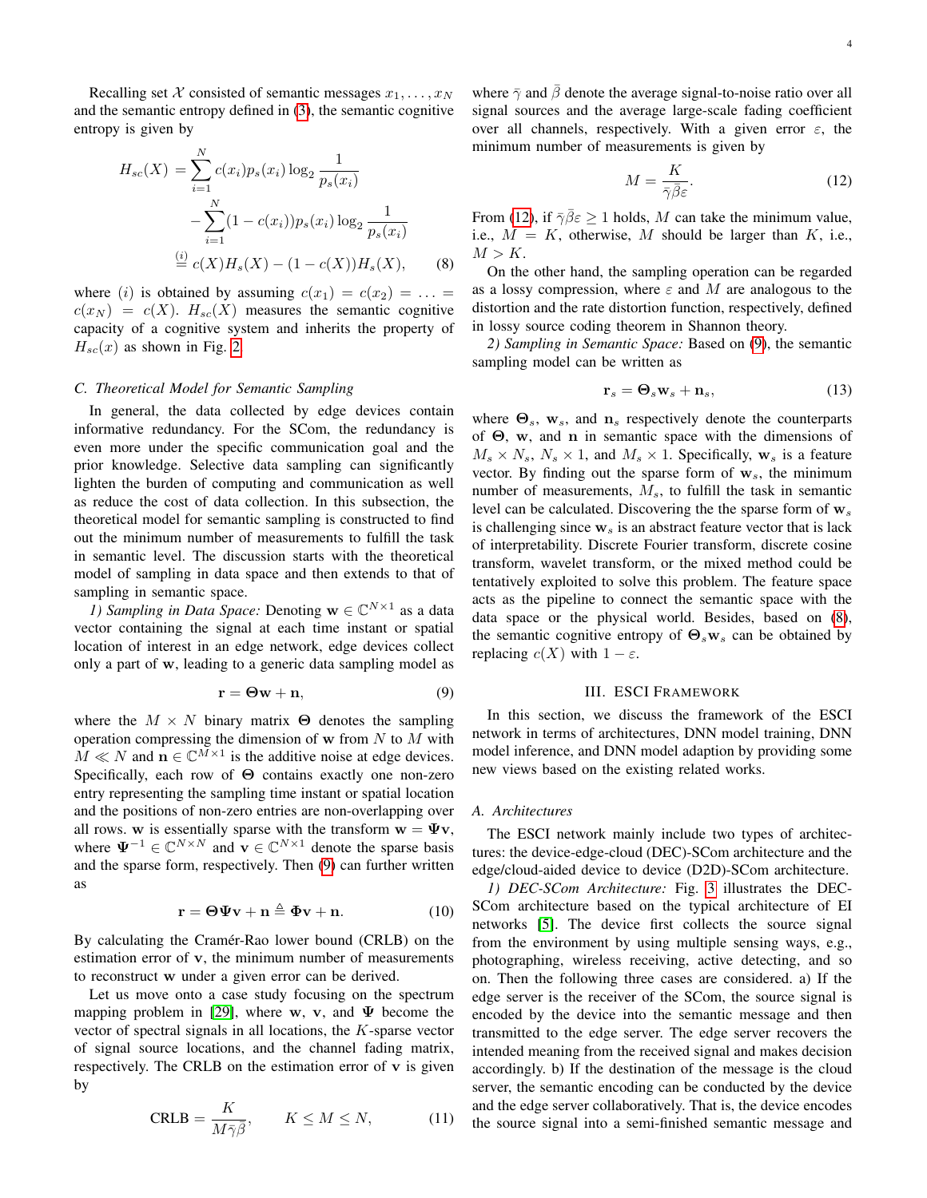Recalling set $\mathcal{X}$ consisted of semantic messages $x_1, \ldots, x_N$ and the semantic entropy defined in (3), the semantic cognitive entropy is given by

$$
\begin{aligned}
H_{sc}(X) &= \sum_{i=1}^{N} c(x_i) p_s(x_i) \log_2 \frac{1}{p_s(x_i)} \\
&\quad - \sum_{i=1}^{N} (1 - c(x_i)) p_s(x_i) \log_2 \frac{1}{p_s(x_i)} \\
&\overset{(i)}{=} c(X) H_s(X) - (1 - c(X)) H_s(X),
\end{aligned}
\tag{8}
$$

where $(i)$ is obtained by assuming $c(x_1) = c(x_2) = \ldots = c(x_N) = c(X)$. $H_{sc}(X)$ measures the semantic cognitive capacity of a cognitive system and inherits the property of $H_{sc}(x)$ as shown in Fig. 2.

### C. Theoretical Model for Semantic Sampling

In general, the data collected by edge devices contain informative redundancy. For the SCom, the redundancy is even more under the specific communication goal and the prior knowledge. Selective data sampling can significantly lighten the burden of computing and communication as well as reduce the cost of data collection. In this subsection, the theoretical model for semantic sampling is constructed to find out the minimum number of measurements to fulfill the task in semantic level. The discussion starts with the theoretical model of sampling in data space and then extends to that of sampling in semantic space.

*1) Sampling in Data Space:* Denoting $\mathbf{w} \in \mathbb{C}^{N \times 1}$ as a data vector containing the signal at each time instant or spatial location of interest in an edge network, edge devices collect only a part of $\mathbf{w}$, leading to a generic data sampling model as

$$
\mathbf{r} = \mathbf{\Theta} \mathbf{w} + \mathbf{n}, \tag{9}
$$

where the $M \times N$ binary matrix $\mathbf{\Theta}$ denotes the sampling operation compressing the dimension of $\mathbf{w}$ from $N$ to $M$ with $M \ll N$ and $\mathbf{n} \in \mathbb{C}^{M \times 1}$ is the additive noise at edge devices. Specifically, each row of $\mathbf{\Theta}$ contains exactly one non-zero entry representing the sampling time instant or spatial location and the positions of non-zero entries are non-overlapping over all rows. $\mathbf{w}$ is essentially sparse with the transform $\mathbf{w} = \mathbf{\Psi} \mathbf{v}$, where $\mathbf{\Psi}^{-1} \in \mathbb{C}^{N \times N}$ and $\mathbf{v} \in \mathbb{C}^{N \times 1}$ denote the sparse basis and the sparse form, respectively. Then (9) can further written as

$$
\mathbf{r} = \mathbf{\Theta} \mathbf{\Psi} \mathbf{v} + \mathbf{n} \triangleq \mathbf{\Phi} \mathbf{v} + \mathbf{n}. \tag{10}
$$

By calculating the Cramér-Rao lower bound (CRLB) on the estimation error of $\mathbf{v}$, the minimum number of measurements to reconstruct $\mathbf{w}$ under a given error can be derived.

Let us move onto a case study focusing on the spectrum mapping problem in [29], where $\mathbf{w}$, $\mathbf{v}$, and $\mathbf{\Psi}$ become the vector of spectral signals in all locations, the $K$-sparse vector of signal source locations, and the channel fading matrix, respectively. The CRLB on the estimation error of $\mathbf{v}$ is given by

$$
\text{CRLB} = \frac{K}{M \bar{\gamma} \bar{\beta}}, \qquad K \leq M \leq N, \tag{11}
$$

where $\bar{\gamma}$ and $\bar{\beta}$ denote the average signal-to-noise ratio over all signal sources and the average large-scale fading coefficient over all channels, respectively. With a given error $\varepsilon$, the minimum number of measurements is given by

$$
M = \frac{K}{\bar{\gamma} \bar{\beta} \varepsilon}. \tag{12}
$$

From (12), if $\bar{\gamma} \bar{\beta} \varepsilon \geq 1$ holds, $M$ can take the minimum value, i.e., $M = K$, otherwise, $M$ should be larger than $K$, i.e., $M > K$.

On the other hand, the sampling operation can be regarded as a lossy compression, where $\varepsilon$ and $M$ are analogous to the distortion and the rate distortion function, respectively, defined in lossy source coding theorem in Shannon theory.

*2) Sampling in Semantic Space:* Based on (9), the semantic sampling model can be written as

$$
\mathbf{r}_s = \mathbf{\Theta}_s \mathbf{w}_s + \mathbf{n}_s, \tag{13}
$$

where $\mathbf{\Theta}_s$, $\mathbf{w}_s$, and $\mathbf{n}_s$ respectively denote the counterparts of $\mathbf{\Theta}$, $\mathbf{w}$, and $\mathbf{n}$ in semantic space with the dimensions of $M_s \times N_s$, $N_s \times 1$, and $M_s \times 1$. Specifically, $\mathbf{w}_s$ is a feature vector. By finding out the sparse form of $\mathbf{w}_s$, the minimum number of measurements, $M_s$, to fulfill the task in semantic level can be calculated. Discovering the the sparse form of $\mathbf{w}_s$ is challenging since $\mathbf{w}_s$ is an abstract feature vector that is lack of interpretability. Discrete Fourier transform, discrete cosine transform, wavelet transform, or the mixed method could be tentatively exploited to solve this problem. The feature space acts as the pipeline to connect the semantic space with the data space or the physical world. Besides, based on (8), the semantic cognitive entropy of $\mathbf{\Theta}_s \mathbf{w}_s$ can be obtained by replacing $c(X)$ with $1 - \varepsilon$.

## III. ESCI Framework

In this section, we discuss the framework of the ESCI network in terms of architectures, DNN model training, DNN model inference, and DNN model adaption by providing some new views based on the existing related works.

### A. Architectures

The ESCI network mainly include two types of architectures: the device-edge-cloud (DEC)-SCom architecture and the edge/cloud-aided device to device (D2D)-SCom architecture.

*1) DEC-SCom Architecture:* Fig. 3 illustrates the DEC-SCom architecture based on the typical architecture of EI networks [5]. The device first collects the source signal from the environment by using multiple sensing ways, e.g., photographing, wireless receiving, active detecting, and so on. Then the following three cases are considered. a) If the edge server is the receiver of the SCom, the source signal is encoded by the device into the semantic message and then transmitted to the edge server. The edge server recovers the intended meaning from the received signal and makes decision accordingly. b) If the destination of the message is the cloud server, the semantic encoding can be conducted by the device and the edge server collaboratively. That is, the device encodes the source signal into a semi-finished semantic message and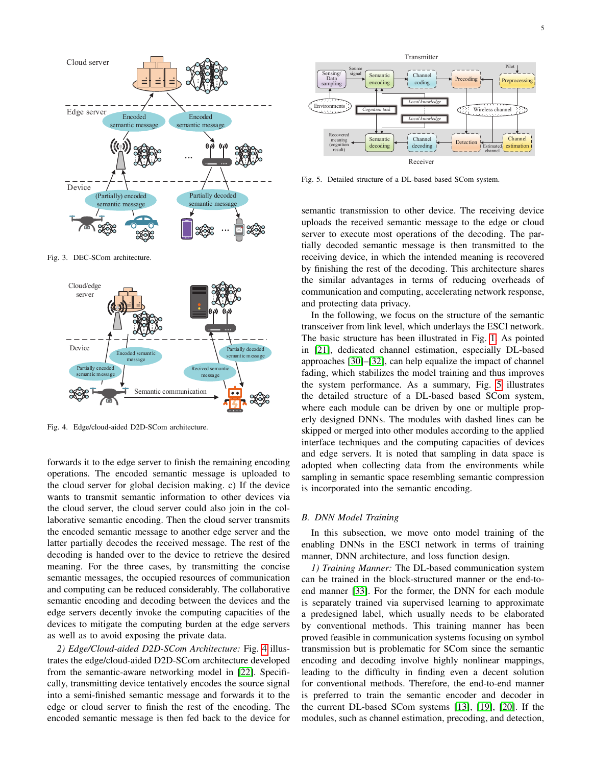Fig. 3. DEC-SCom architecture.

Fig. 4. Edge/cloud-aided D2D-SCom architecture.

forwards it to the edge server to finish the remaining encoding operations. The encoded semantic message is uploaded to the cloud server for global decision making. c) If the device wants to transmit semantic information to other devices via the cloud server, the cloud server could also join in the collaborative semantic encoding. Then the cloud server transmits the encoded semantic message to another edge server and the latter partially decodes the received message. The rest of the decoding is handed over to the device to retrieve the desired meaning. For the three cases, by transmitting the concise semantic messages, the occupied resources of communication and computing can be reduced considerably. The collaborative semantic encoding and decoding between the devices and the edge servers decently invoke the computing capacities of the devices to mitigate the computing burden at the edge servers as well as to avoid exposing the private data.

*2) Edge/Cloud-aided D2D-SCom Architecture:* Fig. 4 illustrates the edge/cloud-aided D2D-SCom architecture developed from the semantic-aware networking model in [22]. Specifically, transmitting device tentatively encodes the source signal into a semi-finished semantic message and forwards it to the edge or cloud server to finish the rest of the encoding. The encoded semantic message is then fed back to the device for semantic transmission to other device. The receiving device uploads the received semantic message to the edge or cloud server to execute most operations of the decoding. The partially decoded semantic message is then transmitted to the receiving device, in which the intended meaning is recovered by finishing the rest of the decoding. This architecture shares the similar advantages in terms of reducing overheads of communication and computing, accelerating network response, and protecting data privacy.

In the following, we focus on the structure of the semantic transceiver from link level, which underlays the ESCI network. The basic structure has been illustrated in Fig. 1. As pointed in [21], dedicated channel estimation, especially DL-based approaches [30]–[32], can help equalize the impact of channel fading, which stabilizes the model training and thus improves the system performance. As a summary, Fig. 5 illustrates the detailed structure of a DL-based based SCom system, where each module can be driven by one or multiple properly designed DNNs. The modules with dashed lines can be skipped or merged into other modules according to the applied interface techniques and the computing capacities of devices and edge servers. It is noted that sampling in data space is adopted when collecting data from the environments while sampling in semantic space resembling semantic compression is incorporated into the semantic encoding.

Fig. 5. Detailed structure of a DL-based based SCom system.

### B. DNN Model Training

In this subsection, we move onto model training of the enabling DNNs in the ESCI network in terms of training manner, DNN architecture, and loss function design.

*1) Training Manner:* The DL-based communication system can be trained in the block-structured manner or the end-to-end manner [33]. For the former, the DNN for each module is separately trained via supervised learning to approximate a predesigned label, which usually needs to be elaborated by conventional methods. This training manner has been proved feasible in communication systems focusing on symbol transmission but is problematic for SCom since the semantic encoding and decoding involve highly nonlinear mappings, leading to the difficulty in finding even a decent solution for conventional methods. Therefore, the end-to-end manner is preferred to train the semantic encoder and decoder in the current DL-based SCom systems [13], [19], [20]. If the modules, such as channel estimation, precoding, and detection,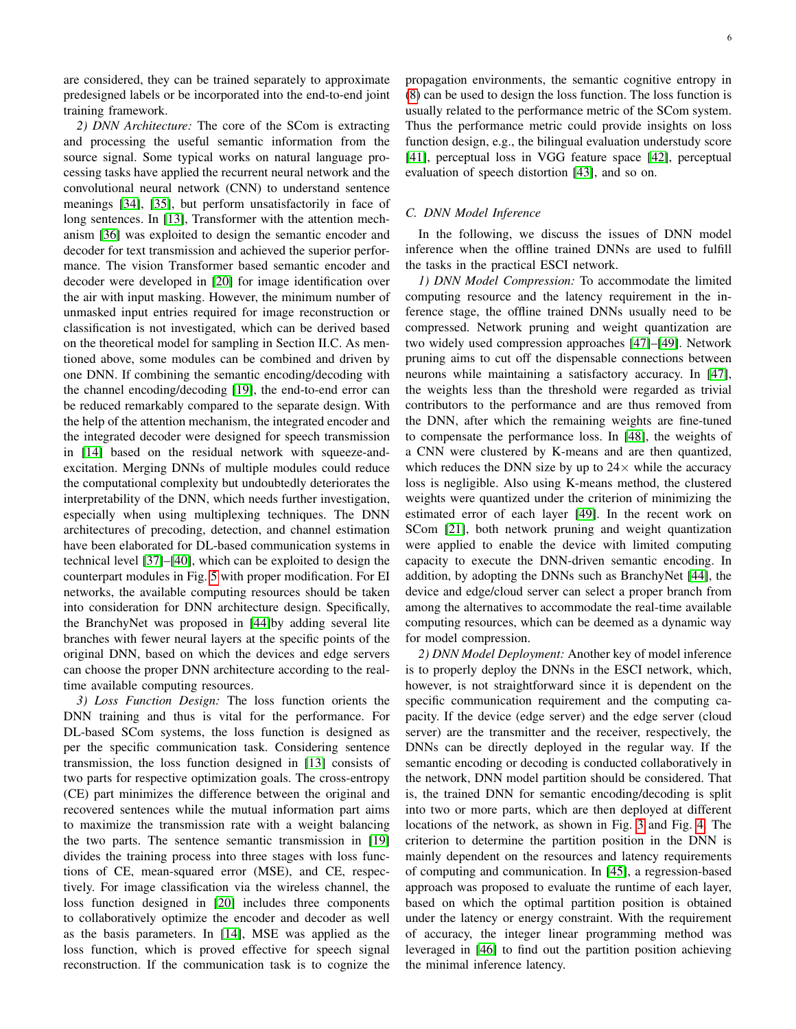are considered, they can be trained separately to approximate predesigned labels or be incorporated into the end-to-end joint training framework.

*2) DNN Architecture:* The core of the SCom is extracting and processing the useful semantic information from the source signal. Some typical works on natural language processing tasks have applied the recurrent neural network and the convolutional neural network (CNN) to understand sentence meanings [34], [35], but perform unsatisfactorily in face of long sentences. In [13], Transformer with the attention mechanism [36] was exploited to design the semantic encoder and decoder for text transmission and achieved the superior performance. The vision Transformer based semantic encoder and decoder were developed in [20] for image identification over the air with input masking. However, the minimum number of unmasked input entries required for image reconstruction or classification is not investigated, which can be derived based on the theoretical model for sampling in Section II.C. As mentioned above, some modules can be combined and driven by one DNN. If combining the semantic encoding/decoding with the channel encoding/decoding [19], the end-to-end error can be reduced remarkably compared to the separate design. With the help of the attention mechanism, the integrated encoder and the integrated decoder were designed for speech transmission in [14] based on the residual network with squeeze-and-excitation. Merging DNNs of multiple modules could reduce the computational complexity but undoubtedly deteriorates the interpretability of the DNN, which needs further investigation, especially when using multiplexing techniques. The DNN architectures of precoding, detection, and channel estimation have been elaborated for DL-based communication systems in technical level [37]–[40], which can be exploited to design the counterpart modules in Fig. 5 with proper modification. For EI networks, the available computing resources should be taken into consideration for DNN architecture design. Specifically, the BranchyNet was proposed in [44]by adding several lite branches with fewer neural layers at the specific points of the original DNN, based on which the devices and edge servers can choose the proper DNN architecture according to the real-time available computing resources.

*3) Loss Function Design:* The loss function orients the DNN training and thus is vital for the performance. For DL-based SCom systems, the loss function is designed as per the specific communication task. Considering sentence transmission, the loss function designed in [13] consists of two parts for respective optimization goals. The cross-entropy (CE) part minimizes the difference between the original and recovered sentences while the mutual information part aims to maximize the transmission rate with a weight balancing the two parts. The sentence semantic transmission in [19] divides the training process into three stages with loss functions of CE, mean-squared error (MSE), and CE, respectively. For image classification via the wireless channel, the loss function designed in [20] includes three components to collaboratively optimize the encoder and decoder as well as the basis parameters. In [14], MSE was applied as the loss function, which is proved effective for speech signal reconstruction. If the communication task is to cognize the propagation environments, the semantic cognitive entropy in (8) can be used to design the loss function. The loss function is usually related to the performance metric of the SCom system. Thus the performance metric could provide insights on loss function design, e.g., the bilingual evaluation understudy score [41], perceptual loss in VGG feature space [42], perceptual evaluation of speech distortion [43], and so on.

### C. DNN Model Inference

In the following, we discuss the issues of DNN model inference when the offline trained DNNs are used to fulfill the tasks in the practical ESCI network.

*1) DNN Model Compression:* To accommodate the limited computing resource and the latency requirement in the inference stage, the offline trained DNNs usually need to be compressed. Network pruning and weight quantization are two widely used compression approaches [47]–[49]. Network pruning aims to cut off the dispensable connections between neurons while maintaining a satisfactory accuracy. In [47], the weights less than the threshold were regarded as trivial contributors to the performance and are thus removed from the DNN, after which the remaining weights are fine-tuned to compensate the performance loss. In [48], the weights of a CNN were clustered by K-means and are then quantized, which reduces the DNN size by up to 24$\times$ while the accuracy loss is negligible. Also using K-means method, the clustered weights were quantized under the criterion of minimizing the estimated error of each layer [49]. In the recent work on SCom [21], both network pruning and weight quantization were applied to enable the device with limited computing capacity to execute the DNN-driven semantic encoding. In addition, by adopting the DNNs such as BranchyNet [44], the device and edge/cloud server can select a proper branch from among the alternatives to accommodate the real-time available computing resources, which can be deemed as a dynamic way for model compression.

*2) DNN Model Deployment:* Another key of model inference is to properly deploy the DNNs in the ESCI network, which, however, is not straightforward since it is dependent on the specific communication requirement and the computing capacity. If the device (edge server) and the edge server (cloud server) are the transmitter and the receiver, respectively, the DNNs can be directly deployed in the regular way. If the semantic encoding or decoding is conducted collaboratively in the network, DNN model partition should be considered. That is, the trained DNN for semantic encoding/decoding is split into two or more parts, which are then deployed at different locations of the network, as shown in Fig. 3 and Fig. 4. The criterion to determine the partition position in the DNN is mainly dependent on the resources and latency requirements of computing and communication. In [45], a regression-based approach was proposed to evaluate the runtime of each layer, based on which the optimal partition position is obtained under the latency or energy constraint. With the requirement of accuracy, the integer linear programming method was leveraged in [46] to find out the partition position achieving the minimal inference latency.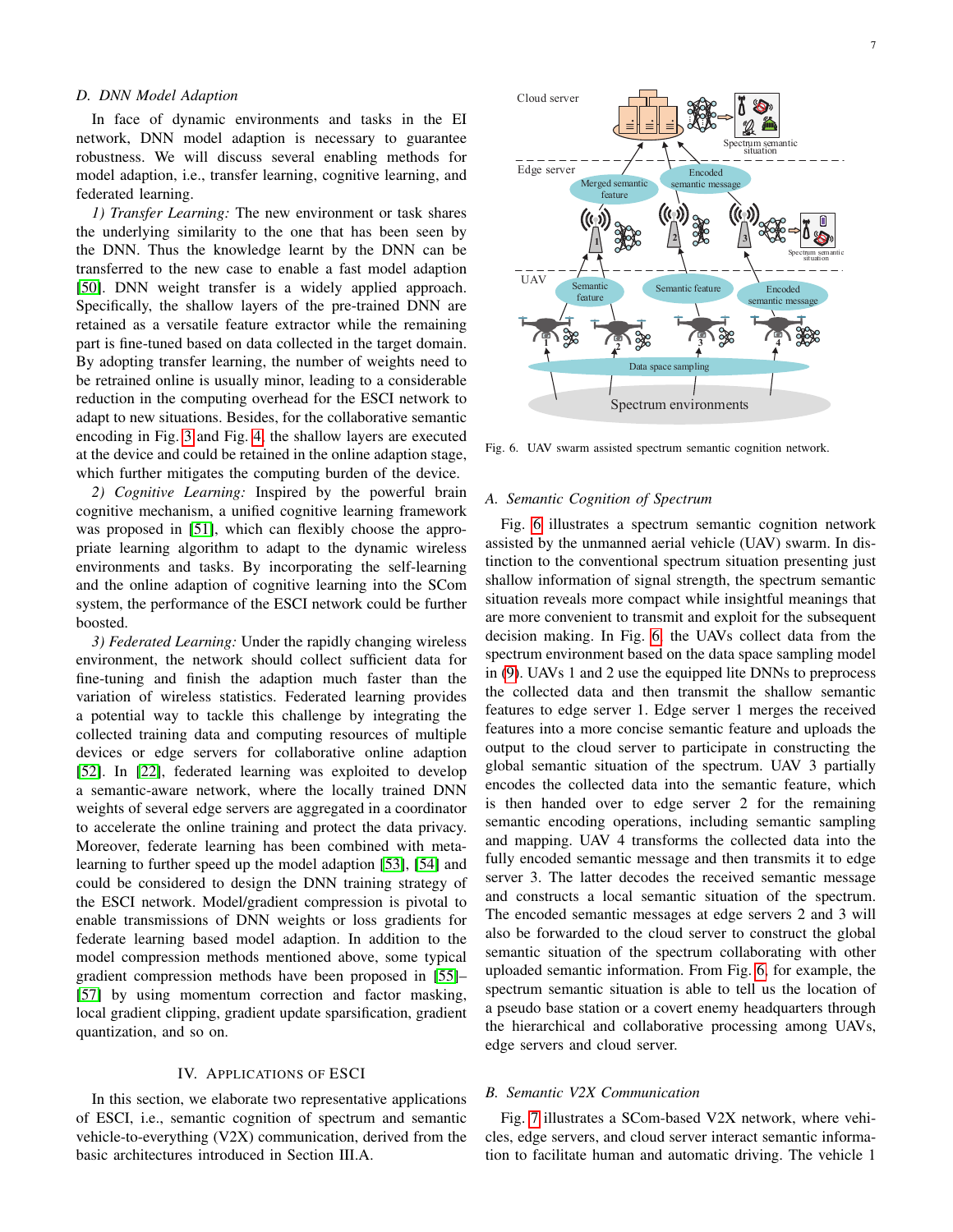### D. DNN Model Adaption

In face of dynamic environments and tasks in the EI network, DNN model adaption is necessary to guarantee robustness. We will discuss several enabling methods for model adaption, i.e., transfer learning, cognitive learning, and federated learning.

*1) Transfer Learning:* The new environment or task shares the underlying similarity to the one that has been seen by the DNN. Thus the knowledge learnt by the DNN can be transferred to the new case to enable a fast model adaption [50]. DNN weight transfer is a widely applied approach. Specifically, the shallow layers of the pre-trained DNN are retained as a versatile feature extractor while the remaining part is fine-tuned based on data collected in the target domain. By adopting transfer learning, the number of weights need to be retrained online is usually minor, leading to a considerable reduction in the computing overhead for the ESCI network to adapt to new situations. Besides, for the collaborative semantic encoding in Fig. 3 and Fig. 4, the shallow layers are executed at the device and could be retained in the online adaption stage, which further mitigates the computing burden of the device.

*2) Cognitive Learning:* Inspired by the powerful brain cognitive mechanism, a unified cognitive learning framework was proposed in [51], which can flexibly choose the appropriate learning algorithm to adapt to the dynamic wireless environments and tasks. By incorporating the self-learning and the online adaption of cognitive learning into the SCom system, the performance of the ESCI network could be further boosted.

*3) Federated Learning:* Under the rapidly changing wireless environment, the network should collect sufficient data for fine-tuning and finish the adaption much faster than the variation of wireless situations. Federated learning provides a potential way to tackle this challenge by integrating the collected training data and computing resources of multiple devices or edge servers for collaborative online adaption [52]. In [22], federated learning was exploited to develop a semantic-aware network, where the locally trained DNN weights of several edge servers are aggregated in a coordinator to accelerate the online training and protect the data privacy. Moreover, federate learning has been combined with meta-learning to further speed up the model adaption [53], [54] and could be considered to design the DNN training strategy of the ESCI network. Model/gradient compression is pivotal to enable transmissions of DNN weights or loss gradients for federate learning based model adaption. In addition to the model compression methods mentioned above, some typical gradient compression methods have been proposed in [55]–[57] by using momentum correction and factor masking, local gradient clipping, gradient update sparsification, gradient quantization, and so on.

## IV. Applications of ESCI

In this section, we elaborate two representative applications of ESCI, i.e., semantic cognition of spectrum and semantic vehicle-to-everything (V2X) communication, derived from the basic architectures introduced in Section III.A.

Fig. 6. UAV swarm assisted spectrum semantic cognition network.

### A. Semantic Cognition of Spectrum

Fig. 6 illustrates a spectrum semantic cognition network assisted by the unmanned aerial vehicle (UAV) swarm. In distinction to the conventional spectrum situation presenting just shallow information of signal strength, the spectrum semantic situation reveals more compact while insightful meanings that are more convenient to transmit and exploit for the subsequent decision making. In Fig. 6, the UAVs collect data from the spectrum environment based on the data space sampling model in (9). UAVs 1 and 2 use the equipped lite DNNs to preprocess the collected data and then transmit the shallow semantic features to edge server 1. Edge server 1 merges the received features into a more concise semantic feature and uploads the output to the cloud server to participate in constructing the global semantic situation of the spectrum. UAV 3 partially encodes the collected data into the semantic feature, which is then handed over to edge server 2 for the remaining semantic encoding operations, including semantic sampling and mapping. UAV 4 transforms the collected data into the fully encoded semantic message and then transmits it to edge server 3. The latter decodes the received semantic message and constructs a local semantic situation of the spectrum. The encoded semantic messages at edge servers 2 and 3 will also be forwarded to the cloud server to construct the global semantic situation of the spectrum collaborating with other uploaded semantic information. From Fig. 6, for example, the spectrum semantic situation is able to tell us the location of a pseudo base station or a covert enemy headquarters through the hierarchical and collaborative processing among UAVs, edge servers and cloud server.

### B. Semantic V2X Communication

Fig. 7 illustrates a SCom-based V2X network, where vehicles, edge servers, and cloud server interact semantic information to facilitate human and automatic driving. The vehicle 1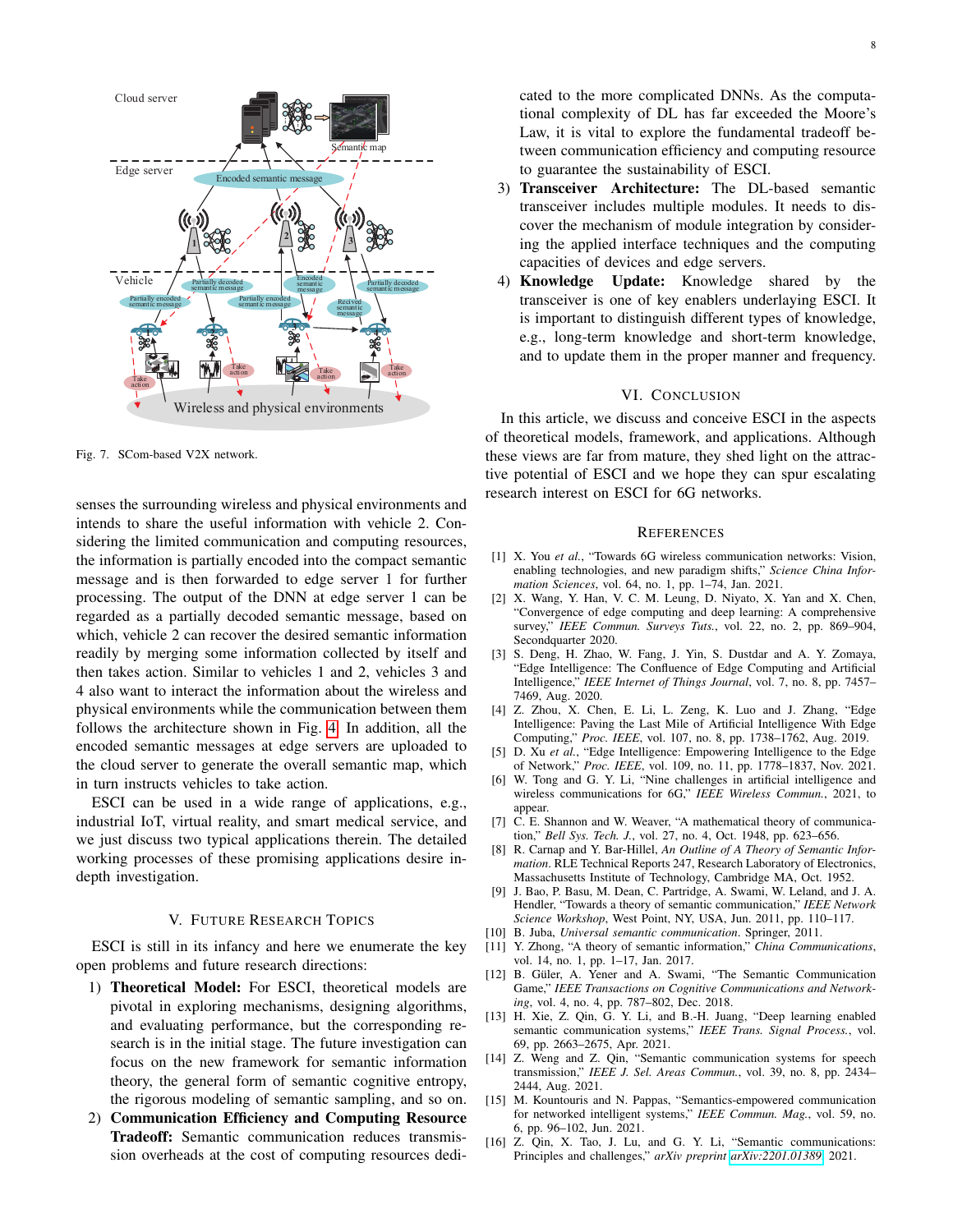Fig. 7. SCom-based V2X network.

senses the surrounding wireless and physical environments and intends to share the useful information with vehicle 2. Considering the limited communication and computing resources, the information is partially encoded into the compact semantic message and is then forwarded to edge server 1 for further processing. The output of the DNN at edge server 1 can be regarded as a partially decoded semantic message, based on which, vehicle 2 can recover the desired semantic information readily by merging some information collected by itself and then takes action. Similar to vehicles 1 and 2, vehicles 3 and 4 also want to interact the information about the wireless and physical environments while the communication between them follows the architecture shown in Fig. 4. In addition, all the encoded semantic messages at edge servers are uploaded to the cloud server to generate the overall semantic map, which in turn instructs vehicles to take action.

ESCI can be used in a wide range of applications, e.g., industrial IoT, virtual reality, and smart medical service, and we just discuss two typical applications therein. The detailed working processes of these promising applications desire in-depth investigation.

## V. Future Research Topics

ESCI is still in its infancy and here we enumerate the key open problems and future research directions:

1) **Theoretical Model:** For ESCI, theoretical models are pivotal in exploring mechanisms, designing algorithms, and evaluating performance, but the corresponding research is in the initial stage. The future investigation can focus on the new framework for semantic information theory, the general form of semantic cognitive entropy, the rigorous modeling of semantic sampling, and so on.
2) **Communication Efficiency and Computing Resource Tradeoff:** Semantic communication reduces transmission overheads at the cost of computing resources dedicated to the more complicated DNNs. As the computational complexity of DL has far exceeded the Moore's Law, it is vital to explore the fundamental tradeoff between communication efficiency and computing resource to guarantee the sustainability of ESCI.
3) **Transceiver Architecture:** The DL-based semantic transceiver includes multiple modules. It needs to discover the mechanism of module integration by considering the applied interface techniques and the computing capacities of devices and edge servers.
4) **Knowledge Update:** Knowledge shared by the transceiver is one of key enablers underlying ESCI. It is important to distinguish different types of knowledge, e.g., long-term knowledge and short-term knowledge, and to update them in the proper manner and frequency.

## VI. Conclusion

In this article, we discuss and conceive ESCI in the aspects of theoretical models, framework, and applications. Although these views are far from mature, they shed light on the attractive potential of ESCI and we hope they can spur escalating research interest on ESCI for 6G networks.

## References

[1] X. You *et al.*, "Towards 6G wireless communication networks: Vision, enabling technologies, and new paradigm shifts," *Science China Information Sciences*, vol. 64, no. 1, pp. 1–74, Jan. 2021.

[2] X. Wang, Y. Han, V. C. M. Leung, D. Niyato, X. Yan and X. Chen, "Convergence of edge computing and deep learning: A comprehensive survey," *IEEE Commun. Surveys Tuts.*, vol. 22, no. 2, pp. 869–904, Secondquarter 2020.

[3] S. Deng, H. Zhao, W. Fang, J. Yin, S. Dustdar and A. Y. Zomaya, "Edge Intelligence: The Confluence of Edge Computing and Artificial Intelligence," *IEEE Internet of Things Journal*, vol. 7, no. 8, pp. 7457–7469, Aug. 2020.

[4] Z. Zhou, X. Chen, E. Li, L. Zeng, K. Luo and J. Zhang, "Edge Intelligence: Paving the Last Mile of Artificial Intelligence With Edge Computing," *Proc. IEEE*, vol. 107, no. 8, pp. 1738–1762, Aug. 2019.

[5] D. Xu *et al.*, "Edge Intelligence: Empowering Intelligence to the Edge of Network," *Proc. IEEE*, vol. 109, no. 11, pp. 1778–1837, Nov. 2021.

[6] W. Tong and G. Y. Li, "Nine challenges in artificial intelligence and wireless communications for 6G," *IEEE Wireless Commun.*, 2021, to appear.

[7] C. E. Shannon and W. Weaver, "A mathematical theory of communication," *Bell Sys. Tech. J.*, vol. 27, no. 4, Oct. 1948, pp. 623–656.

[8] R. Carnap and Y. Bar-Hillel, *An Outline of A Theory of Semantic Information*. RLE Technical Reports 247, Research Laboratory of Electronics, Massachusetts Institute of Technology, Cambridge MA, Oct. 1952.

[9] J. Bao, P. Basu, M. Dean, C. Partridge, A. Swami, W. Leland, and J. A. Hendler, "Towards a theory of semantic communication," *IEEE Network Science Workshop*, West Point, NY, USA, Jun. 2011, pp. 110–117.

[10] B. Juba, *Universal semantic communication*. Springer, 2011.

[11] Y. Zhong, "A theory of semantic information," *China Communications*, vol. 14, no. 1, pp. 1–17, Jan. 2017.

[12] B. Güler, A. Yener and A. Swami, "The Semantic Communication Game," *IEEE Transactions on Cognitive Communications and Networking*, vol. 4, no. 4, pp. 787–802, Dec. 2018.

[13] H. Xie, Z. Qin, G. Y. Li, and B.-H. Juang, "Deep learning enabled semantic communication systems," *IEEE Trans. Signal Process.*, vol. 69, pp. 2663–2675, Apr. 2021.

[14] Z. Weng and Z. Qin, "Semantic communication systems for speech transmission," *IEEE J. Sel. Areas Commun.*, vol. 39, no. 8, pp. 2434–2444, Aug. 2021.

[15] M. Kountouris and N. Pappas, "Semantics-empowered communication for networked intelligent systems," *IEEE Commun. Mag.*, vol. 59, no. 6, pp. 96–102, Jun. 2021.

[16] Z. Qin, X. Tao, J. Lu, and G. Y. Li, "Semantic communications: Principles and challenges," *arXiv preprint* arXiv:2201.01389, 2021.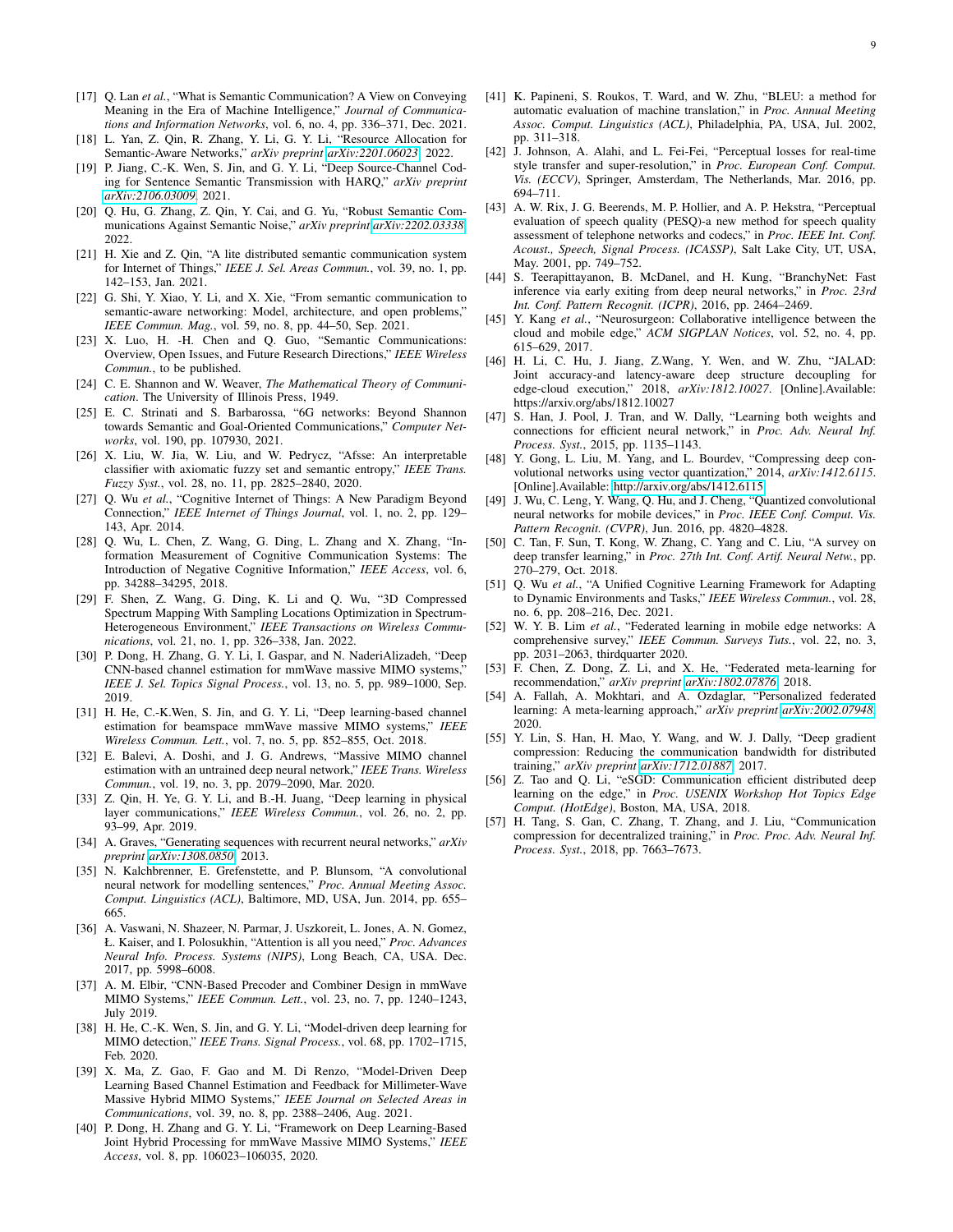[17] Q. Lan *et al.*, "What is Semantic Communication? A View on Conveying Meaning in the Era of Machine Intelligence," *Journal of Communications and Information Networks*, vol. 6, no. 4, pp. 336–371, Dec. 2021.

[18] L. Yan, Z. Qin, R. Zhang, Y. Li, G. Y. Li, "Resource Allocation for Semantic-Aware Networks," *arXiv preprint arXiv:2201.06023*, 2022.

[19] P. Jiang, C.-K. Wen, S. Jin, and G. Y. Li, "Deep Source-Channel Coding for Sentence Semantic Transmission with HARQ," *arXiv preprint arXiv:2106.03009*, 2021.

[20] Q. Hu, G. Zhang, Z. Qin, Y. Cai, and G. Yu, "Robust Semantic Communications Against Semantic Noise," *arXiv preprint arXiv:2202.03338*, 2022.

[21] H. Xie and Z. Qin, "A lite distributed semantic communication system for Internet of Things," *IEEE J. Sel. Areas Commun.*, vol. 39, no. 1, pp. 142–153, Jan. 2021.

[22] G. Shi, Y. Xiao, Y. Li, and X. Xie, "From semantic communication to semantic-aware networking: Model, architecture, and open problems," *IEEE Commun. Mag.*, vol. 59, no. 8, pp. 44–50, Sep. 2021.

[23] X. Luo, H. -H. Chen and Q. Guo, "Semantic Communications: Overview, Open Issues, and Future Research Directions," *IEEE Wireless Commun.*, to be published.

[24] C. E. Shannon and W. Weaver, *The Mathematical Theory of Communication*. The University of Illinois Press, 1949.

[25] E. C. Strinati and S. Barbarossa, "6G networks: Beyond Shannon towards Semantic and Goal-Oriented Communications," *Computer Networks*, vol. 190, pp. 107930, 2021.

[26] X. Liu, W. Jia, W. Liu, and W. Pedrycz, "Afsse: An interpretable classifier with axiomatic fuzzy set and semantic entropy," *IEEE Trans. Fuzzy Syst.*, vol. 28, no. 11, pp. 2825–2840, 2020.

[27] Q. Wu *et al.*, "Cognitive Internet of Things: A New Paradigm Beyond Connection," *IEEE Internet of Things Journal*, vol. 1, no. 2, pp. 129–143, Apr. 2014.

[28] Q. Wu, L. Chen, Z. Wang, G. Ding, L. Zhang and X. Zhang, "Information Measurement of Cognitive Communication Systems: The Introduction of Negative Cognitive Information," *IEEE Access*, vol. 6, pp. 34288–34295, 2018.

[29] F. Shen, Z. Wang, G. Ding, K. Li and Q. Wu, "3D Compressed Spectrum Mapping With Sampling Locations Optimization in Spectrum-Heterogeneous Environment," *IEEE Transactions on Wireless Communications*, vol. 21, no. 1, pp. 326–338, Jan. 2022.

[30] P. Dong, H. Zhang, G. Y. Li, I. Gaspar, and N. NaderiAlizadeh, "Deep CNN-based channel estimation for mmWave massive MIMO systems," *IEEE J. Sel. Topics Signal Process.*, vol. 13, no. 5, pp. 989–1000, Sep. 2019.

[31] H. He, C.-K.Wen, S. Jin, and G. Y. Li, "Deep learning-based channel estimation for beamspace mmWave massive MIMO systems," *IEEE Wireless Commun. Lett.*, vol. 7, no. 5, pp. 852–855, Oct. 2018.

[32] E. Balevi, A. Doshi, and J. G. Andrews, "Massive MIMO channel estimation with an untrained deep neural network," *IEEE Trans. Wireless Commun.*, vol. 19, no. 3, pp. 2079–2090, Mar. 2020.

[33] Z. Qin, H. Ye, G. Y. Li, and B.-H. Juang, "Deep learning in physical layer communications," *IEEE Wireless Commun.*, vol. 26, no. 2, pp. 93–99, Apr. 2019.

[34] A. Graves, "Generating sequences with recurrent neural networks," *arXiv preprint arXiv:1308.0850*, 2013.

[35] N. Kalchbrenner, E. Grefenstette, and P. Blunsom, "A convolutional neural network for modelling sentences," *Proc. Annual Meeting Assoc. Comput. Linguistics (ACL)*, Baltimore, MD, USA, Jun. 2014, pp. 655–665.

[36] A. Vaswani, N. Shazeer, N. Parmar, J. Uszkoreit, L. Jones, A. N. Gomez, Ł. Kaiser, and I. Polosukhin, "Attention is all you need," *Proc. Advances Neural Info. Process. Systems (NIPS)*, Long Beach, CA, USA. Dec. 2017, pp. 5998–6008.

[37] A. M. Elbir, "CNN-Based Precoder and Combiner Design in mmWave MIMO Systems," *IEEE Commun. Lett.*, vol. 23, no. 7, pp. 1240–1243, July 2019.

[38] H. He, C.-K. Wen, S. Jin, and G. Y. Li, "Model-driven deep learning for MIMO detection," *IEEE Trans. Signal Process.*, vol. 68, pp. 1702–1715, Feb. 2020.

[39] X. Ma, Z. Gao, F. Gao and M. Di Renzo, "Model-Driven Deep Learning Based Channel Estimation and Feedback for Millimeter-Wave Massive Hybrid MIMO Systems," *IEEE Journal on Selected Areas in Communications*, vol. 39, no. 8, pp. 2388–2406, Aug. 2021.

[40] P. Dong, H. Zhang and G. Y. Li, "Framework on Deep Learning-Based Joint Hybrid Processing for mmWave Massive MIMO Systems," *IEEE Access*, vol. 8, pp. 106023–106035, 2020.

[41] K. Papineni, S. Roukos, T. Ward, and W. Zhu, "BLEU: a method for automatic evaluation of machine translation," in *Proc. Annual Meeting Assoc. Comput. Linguistics (ACL)*, Philadelphia, PA, USA, Jul. 2002, pp. 311–318.

[42] J. Johnson, A. Alahi, and L. Fei-Fei, "Perceptual losses for real-time style transfer and super-resolution," in *Proc. European Conf. Comput. Vis. (ECCV)*, Springer, Amsterdam, The Netherlands, Mar. 2016, pp. 694–711.

[43] A. W. Rix, J. G. Beerends, M. P. Hollier, and A. P. Hekstra, "Perceptual evaluation of speech quality (PESQ)-a new method for speech quality assessment of telephone networks and codecs," in *Proc. IEEE Int. Conf. Acoust., Speech, Signal Process. (ICASSP)*, Salt Lake City, UT, USA, May. 2001, pp. 749–752.

[44] S. Teerapittayanon, B. McDanel, and H. Kung, "BranchyNet: Fast inference via early exiting from deep neural networks," in *Proc. 23rd Int. Conf. Pattern Recognit. (ICPR)*, 2016, pp. 2464–2469.

[45] Y. Kang *et al.*, "Neurosurgeon: Collaborative intelligence between the cloud and mobile edge," *ACM SIGPLAN Notices*, vol. 52, no. 4, pp. 615–629, 2017.

[46] H. Li, C. Hu, J. Jiang, Z.Wang, Y. Wen, and W. Zhu, "JALAD: Joint accuracy-and latency-aware deep structure decoupling for edge-cloud execution," 2018, *arXiv:1812.10027*. [Online].Available: https://arxiv.org/abs/1812.10027

[47] S. Han, J. Pool, J. Tran, and W. Dally, "Learning both weights and connections for efficient neural network," in *Proc. Adv. Neural Inf. Process. Syst.*, 2015, pp. 1135–1143.

[48] Y. Gong, L. Liu, M. Yang, and L. Bourdev, "Compressing deep convolutional networks using vector quantization," 2014, *arXiv:1412.6115*. [Online].Available: http://arxiv.org/abs/1412.6115

[49] J. Wu, C. Leng, Y. Wang, Q. Hu, and J. Cheng, "Quantized convolutional neural networks for mobile devices," in *Proc. IEEE Conf. Comput. Vis. Pattern Recognit. (CVPR)*, Jun. 2016, pp. 4820–4828.

[50] C. Tan, F. Sun, T. Kong, W. Zhang, C. Yang and C. Liu, "A survey on deep transfer learning," in *Proc. 27th Int. Conf. Artif. Neural Netw.*, pp. 270–279, Oct. 2018.

[51] Q. Wu *et al.*, "A Unified Cognitive Learning Framework for Adapting to Dynamic Environments and Tasks," *IEEE Wireless Commun.*, vol. 28, no. 6, pp. 208–216, Dec. 2021.

[52] W. Y. B. Lim *et al.*, "Federated learning in mobile edge networks: A comprehensive survey," *IEEE Commun. Surveys Tuts.*, vol. 22, no. 3, pp. 2031–2063, thirdquarter 2020.

[53] F. Chen, Z. Dong, Z. Li, and X. He, "Federated meta-learning for recommendation," *arXiv preprint arXiv:1802.07876*, 2018.

[54] A. Fallah, A. Mokhtari, and A. Ozdaglar, "Personalized federated learning: A meta-learning approach," *arXiv preprint arXiv:2002.07948*, 2020.

[55] Y. Lin, S. Han, H. Mao, Y. Wang, and W. J. Dally, "Deep gradient compression: Reducing the communication bandwidth for distributed training," *arXiv preprint arXiv:1712.01887*, 2017.

[56] Z. Tao and Q. Li, "eSGD: Communication efficient distributed deep learning on the edge," in *Proc. USENIX Workshop Hot Topics Edge Comput. (HotEdge)*, Boston, MA, USA, 2018.

[57] H. Tang, S. Gan, C. Zhang, T. Zhang, and J. Liu, "Communication compression for decentralized training," in *Proc. Proc. Adv. Neural Inf. Process. Syst.*, 2018, pp. 7663–7673.